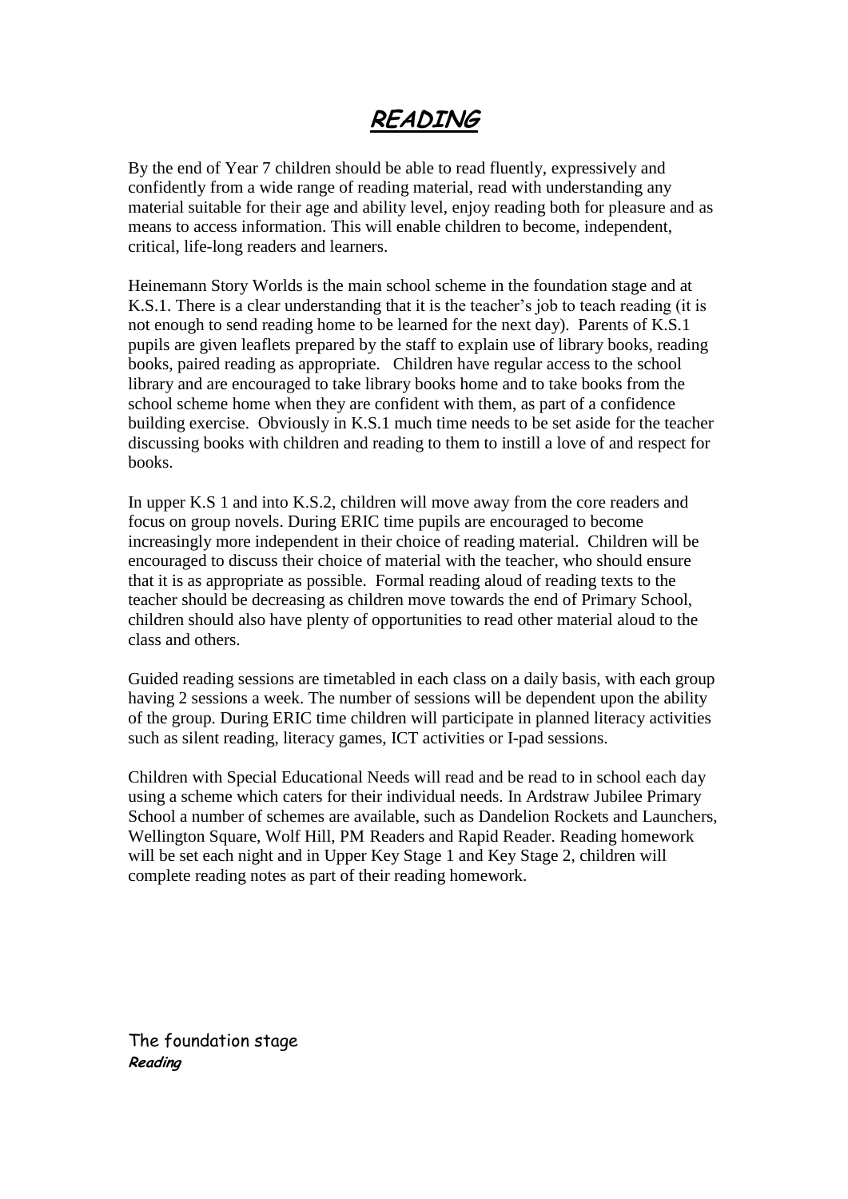# ***READING***

By the end of Year 7 children should be able to read fluently, expressively and confidently from a wide range of reading material, read with understanding any material suitable for their age and ability level, enjoy reading both for pleasure and as means to access information. This will enable children to become, independent, critical, life-long readers and learners.

Heinemann Story Worlds is the main school scheme in the foundation stage and at K.S.1. There is a clear understanding that it is the teacher's job to teach reading (it is not enough to send reading home to be learned for the next day). Parents of K.S.1 pupils are given leaflets prepared by the staff to explain use of library books, reading books, paired reading as appropriate. Children have regular access to the school library and are encouraged to take library books home and to take books from the school scheme home when they are confident with them, as part of a confidence building exercise. Obviously in K.S.1 much time needs to be set aside for the teacher discussing books with children and reading to them to instill a love of and respect for books.

In upper K.S 1 and into K.S.2, children will move away from the core readers and focus on group novels. During ERIC time pupils are encouraged to become increasingly more independent in their choice of reading material. Children will be encouraged to discuss their choice of material with the teacher, who should ensure that it is as appropriate as possible. Formal reading aloud of reading texts to the teacher should be decreasing as children move towards the end of Primary School, children should also have plenty of opportunities to read other material aloud to the class and others.

Guided reading sessions are timetabled in each class on a daily basis, with each group having 2 sessions a week. The number of sessions will be dependent upon the ability of the group. During ERIC time children will participate in planned literacy activities such as silent reading, literacy games, ICT activities or I-pad sessions.

Children with Special Educational Needs will read and be read to in school each day using a scheme which caters for their individual needs. In Ardstraw Jubilee Primary School a number of schemes are available, such as Dandelion Rockets and Launchers, Wellington Square, Wolf Hill, PM Readers and Rapid Reader. Reading homework will be set each night and in Upper Key Stage 1 and Key Stage 2, children will complete reading notes as part of their reading homework.

The foundation stage

***Reading***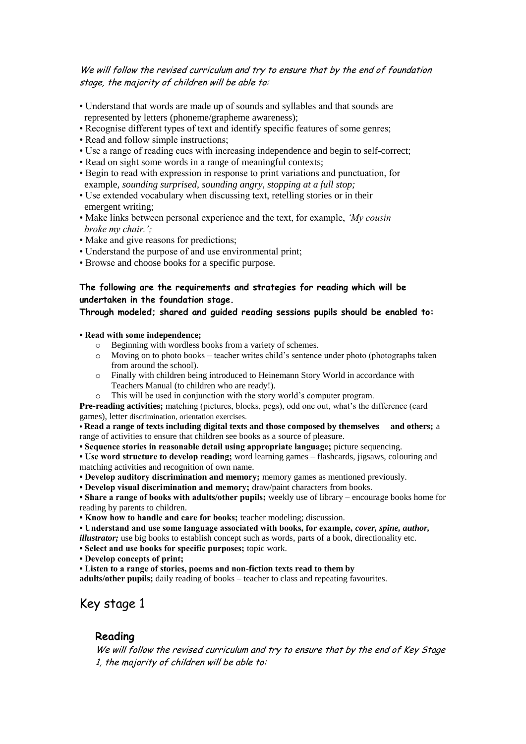*We will follow the revised curriculum and try to ensure that by the end of foundation stage, the majority of children will be able to:*

- Understand that words are made up of sounds and syllables and that sounds are represented by letters (phoneme/grapheme awareness);
- Recognise different types of text and identify specific features of some genres;
- Read and follow simple instructions;
- Use a range of reading cues with increasing independence and begin to self-correct;
- Read on sight some words in a range of meaningful contexts;
- Begin to read with expression in response to print variations and punctuation, for example, *sounding surprised, sounding angry, stopping at a full stop;*
- Use extended vocabulary when discussing text, retelling stories or in their emergent writing;
- Make links between personal experience and the text, for example, *'My cousin broke my chair.';*
- Make and give reasons for predictions;
- Understand the purpose of and use environmental print;
- Browse and choose books for a specific purpose.

**The following are the requirements and strategies for reading which will be undertaken in the foundation stage.**
**Through modeled; shared and guided reading sessions pupils should be enabled to:**

- **Read with some independence;**
  - Beginning with wordless books from a variety of schemes.
  - Moving on to photo books – teacher writes child's sentence under photo (photographs taken from around the school).
  - Finally with children being introduced to Heinemann Story World in accordance with Teachers Manual (to children who are ready!).
  - This will be used in conjunction with the story world's computer program.

**Pre-reading activities;** matching (pictures, blocks, pegs), odd one out, what's the difference (card games), letter discrimination, orientation exercises.

- **Read a range of texts including digital texts and those composed by themselves and others;** a range of activities to ensure that children see books as a source of pleasure.
- **Sequence stories in reasonable detail using appropriate language;** picture sequencing.
- **Use word structure to develop reading;** word learning games – flashcards, jigsaws, colouring and matching activities and recognition of own name.
- **Develop auditory discrimination and memory;** memory games as mentioned previously.
- **Develop visual discrimination and memory;** draw/paint characters from books.
- **Share a range of books with adults/other pupils;** weekly use of library – encourage books home for reading by parents to children.
- **Know how to handle and care for books;** teacher modeling; discussion.
- **Understand and use some language associated with books, for example, *cover, spine, author, illustrator;*** use big books to establish concept such as words, parts of a book, directionality etc.
- **Select and use books for specific purposes;** topic work.
- **Develop concepts of print;**
- **Listen to a range of stories, poems and non-fiction texts read to them by adults/other pupils;** daily reading of books – teacher to class and repeating favourites.

# Key stage 1

## Reading

*We will follow the revised curriculum and try to ensure that by the end of Key Stage 1, the majority of children will be able to:*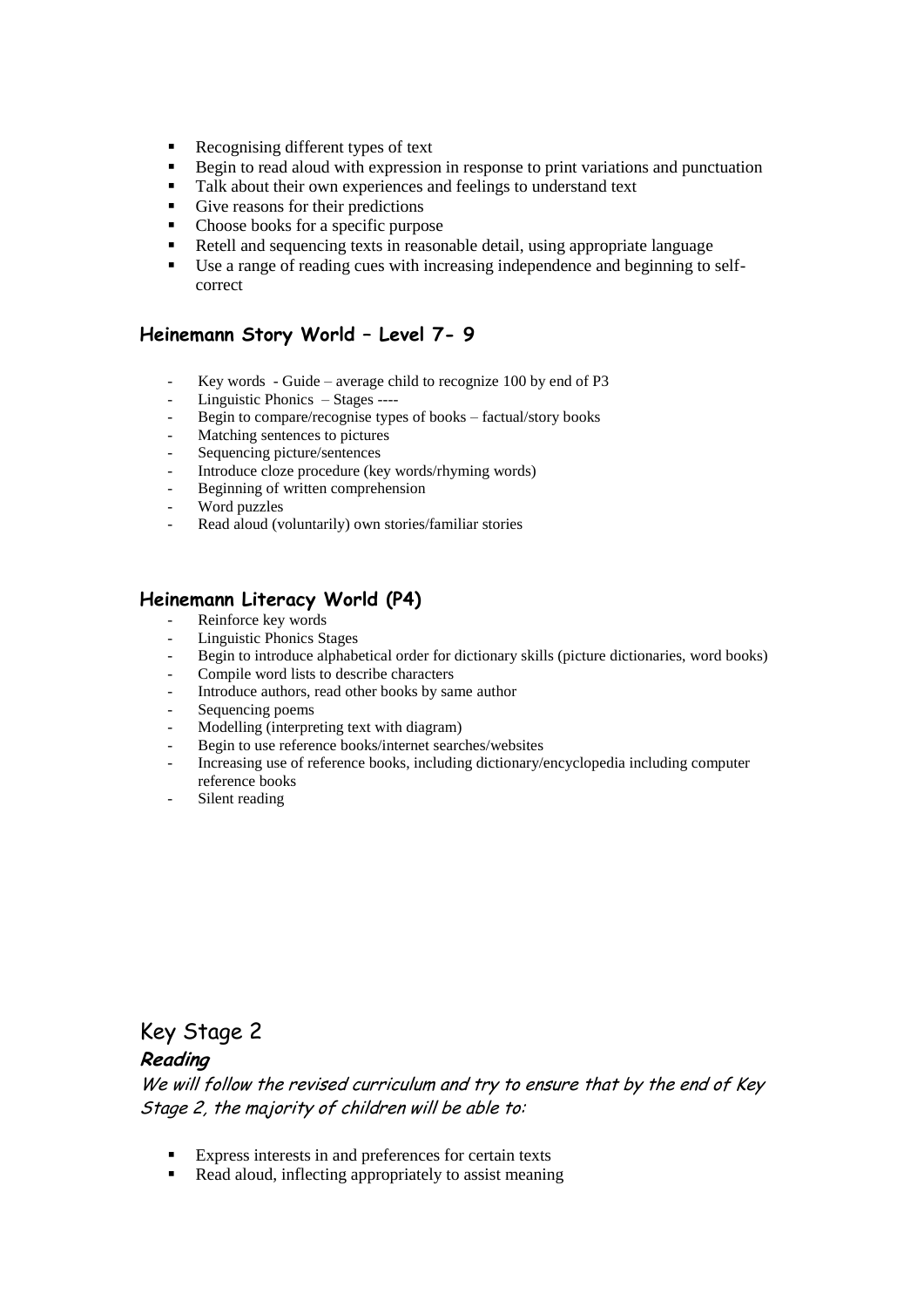- Recognising different types of text
- Begin to read aloud with expression in response to print variations and punctuation
- Talk about their own experiences and feelings to understand text
- Give reasons for their predictions
- Choose books for a specific purpose
- Retell and sequencing texts in reasonable detail, using appropriate language
- Use a range of reading cues with increasing independence and beginning to self-correct

### Heinemann Story World – Level 7- 9

- Key words - Guide – average child to recognize 100 by end of P3
- Linguistic Phonics – Stages ----
- Begin to compare/recognise types of books – factual/story books
- Matching sentences to pictures
- Sequencing picture/sentences
- Introduce cloze procedure (key words/rhyming words)
- Beginning of written comprehension
- Word puzzles
- Read aloud (voluntarily) own stories/familiar stories

### Heinemann Literacy World (P4)

- Reinforce key words
- Linguistic Phonics Stages
- Begin to introduce alphabetical order for dictionary skills (picture dictionaries, word books)
- Compile word lists to describe characters
- Introduce authors, read other books by same author
- Sequencing poems
- Modelling (interpreting text with diagram)
- Begin to use reference books/internet searches/websites
- Increasing use of reference books, including dictionary/encyclopedia including computer reference books
- Silent reading

## Key Stage 2

### *Reading*

*We will follow the revised curriculum and try to ensure that by the end of Key Stage 2, the majority of children will be able to:*

- Express interests in and preferences for certain texts
- Read aloud, inflecting appropriately to assist meaning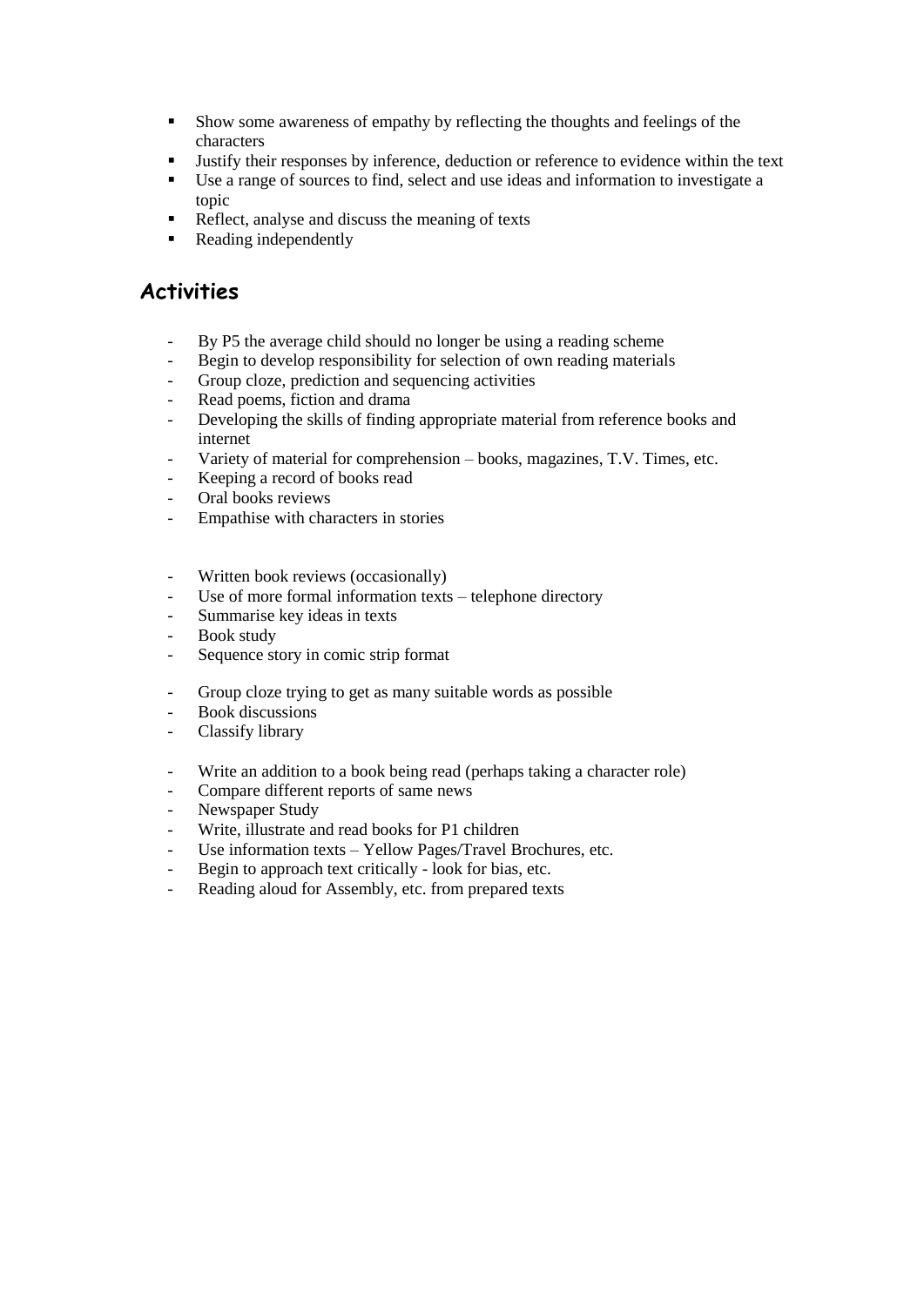- Show some awareness of empathy by reflecting the thoughts and feelings of the characters
- Justify their responses by inference, deduction or reference to evidence within the text
- Use a range of sources to find, select and use ideas and information to investigate a topic
- Reflect, analyse and discuss the meaning of texts
- Reading independently

## Activities

- By P5 the average child should no longer be using a reading scheme
- Begin to develop responsibility for selection of own reading materials
- Group cloze, prediction and sequencing activities
- Read poems, fiction and drama
- Developing the skills of finding appropriate material from reference books and internet
- Variety of material for comprehension – books, magazines, T.V. Times, etc.
- Keeping a record of books read
- Oral books reviews
- Empathise with characters in stories

- Written book reviews (occasionally)
- Use of more formal information texts – telephone directory
- Summarise key ideas in texts
- Book study
- Sequence story in comic strip format

- Group cloze trying to get as many suitable words as possible
- Book discussions
- Classify library

- Write an addition to a book being read (perhaps taking a character role)
- Compare different reports of same news
- Newspaper Study
- Write, illustrate and read books for P1 children
- Use information texts – Yellow Pages/Travel Brochures, etc.
- Begin to approach text critically - look for bias, etc.
- Reading aloud for Assembly, etc. from prepared texts